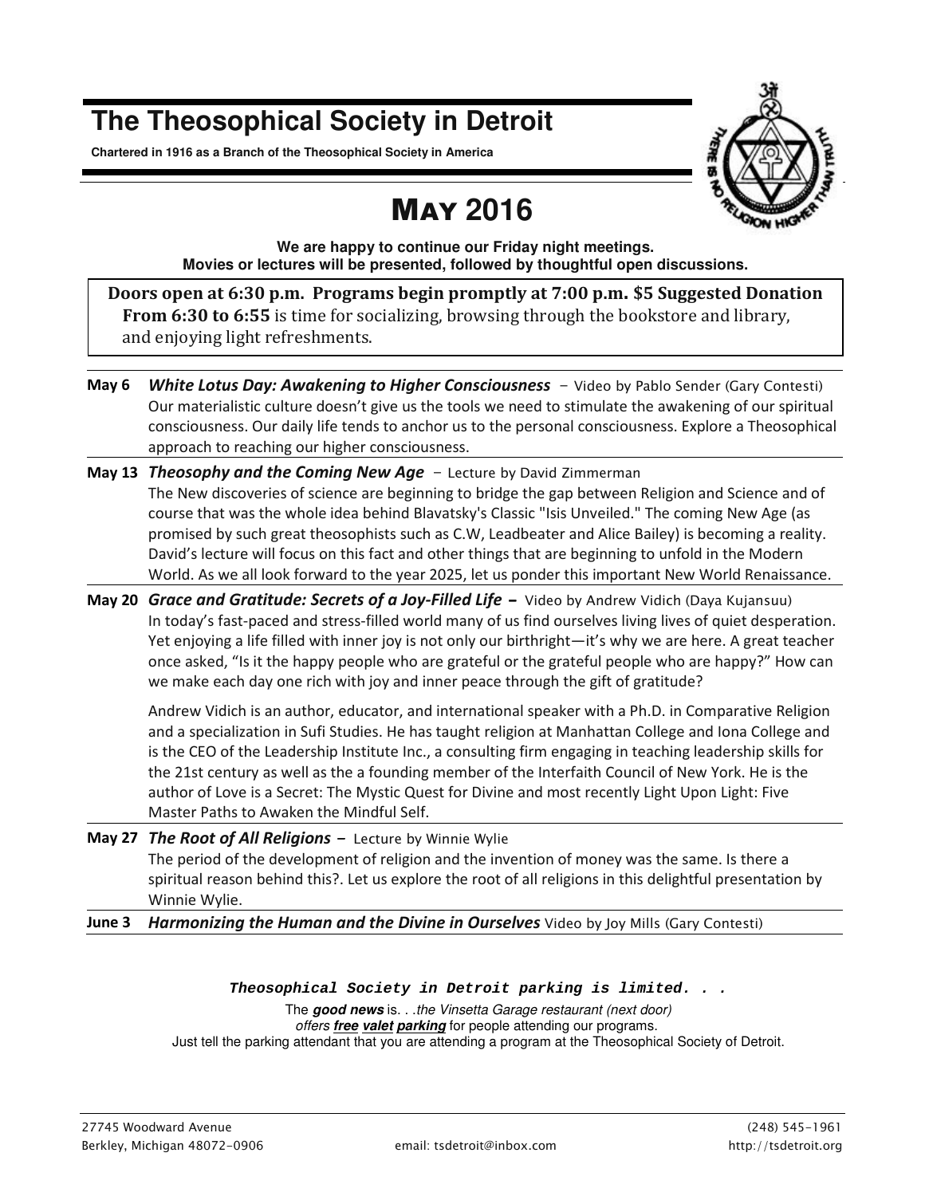# The Theosophical Society in Detroit

**Chartered in 1916 as a Branch of the Theosophical Society in America**

## May 2016

**We are happy to continue our Friday night meetings.**
**Movies or lectures will be presented, followed by thoughtful open discussions.**

**Doors open at 6:30 p.m. Programs begin promptly at 7:00 p.m. $5 Suggested Donation**
**From 6:30 to 6:55** is time for socializing, browsing through the bookstore and library, and enjoying light refreshments.

---

**May 6** ***White Lotus Day: Awakening to Higher Consciousness*** – Video by Pablo Sender (Gary Contesti)
Our materialistic culture doesn't give us the tools we need to stimulate the awakening of our spiritual consciousness. Our daily life tends to anchor us to the personal consciousness. Explore a Theosophical approach to reaching our higher consciousness.

**May 13** ***Theosophy and the Coming New Age*** – Lecture by David Zimmerman
The New discoveries of science are beginning to bridge the gap between Religion and Science and of course that was the whole idea behind Blavatsky's Classic "Isis Unveiled." The coming New Age (as promised by such great theosophists such as C.W, Leadbeater and Alice Bailey) is becoming a reality. David's lecture will focus on this fact and other things that are beginning to unfold in the Modern World. As we all look forward to the year 2025, let us ponder this important New World Renaissance.

**May 20** ***Grace and Gratitude: Secrets of a Joy-Filled Life*** – Video by Andrew Vidich (Daya Kujansuu)
In today's fast-paced and stress-filled world many of us find ourselves living lives of quiet desperation. Yet enjoying a life filled with inner joy is not only our birthright—it's why we are here. A great teacher once asked, "Is it the happy people who are grateful or the grateful people who are happy?" How can we make each day one rich with joy and inner peace through the gift of gratitude?

Andrew Vidich is an author, educator, and international speaker with a Ph.D. in Comparative Religion and a specialization in Sufi Studies. He has taught religion at Manhattan College and Iona College and is the CEO of the Leadership Institute Inc., a consulting firm engaging in teaching leadership skills for the 21st century as well as the a founding member of the Interfaith Council of New York. He is the author of Love is a Secret: The Mystic Quest for Divine and most recently Light Upon Light: Five Master Paths to Awaken the Mindful Self.

**May 27** ***The Root of All Religions*** – Lecture by Winnie Wylie
The period of the development of religion and the invention of money was the same. Is there a spiritual reason behind this?. Let us explore the root of all religions in this delightful presentation by Winnie Wylie.

**June 3** ***Harmonizing the Human and the Divine in Ourselves*** Video by Joy Mills (Gary Contesti)

---

***Theosophical Society in Detroit parking is limited. . .***

The ***good news*** is. . .*the Vinsetta Garage restaurant (next door)* *offers* ***free valet parking*** for people attending our programs.
Just tell the parking attendant that you are attending a program at the Theosophical Society of Detroit.

27745 Woodward Avenue
Berkley, Michigan 48072-0906
email: tsdetroit@inbox.com
(248) 545-1961
http://tsdetroit.org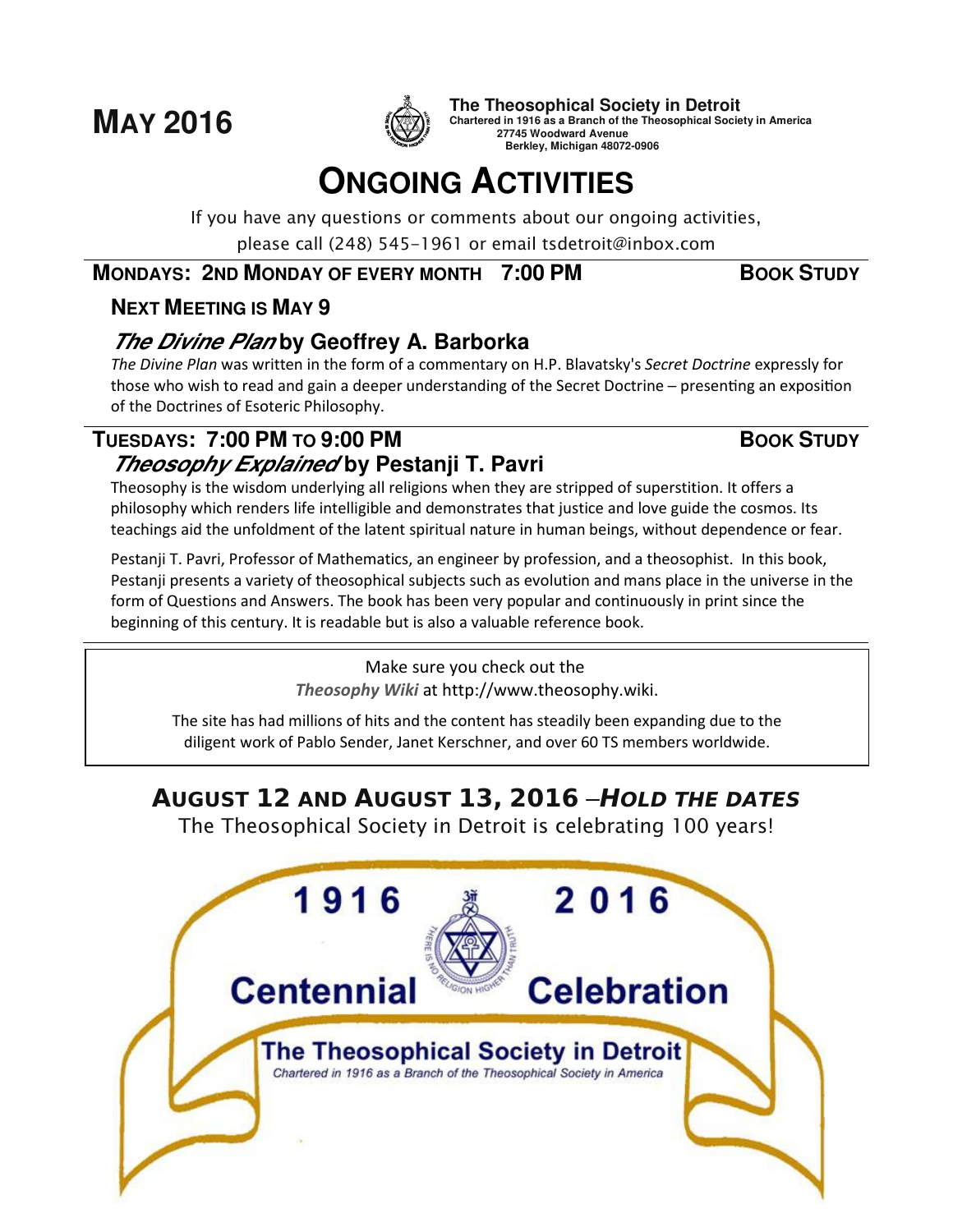**MAY 2016**

**The Theosophical Society in Detroit**
**Chartered in 1916 as a Branch of the Theosophical Society in America**
**27745 Woodward Avenue**
**Berkley, Michigan 48072-0906**

# ONGOING ACTIVITIES

If you have any questions or comments about our ongoing activities,
please call (248) 545-1961 or email tsdetroit@inbox.com

## MONDAYS: 2ND MONDAY OF EVERY MONTH 7:00 PM — BOOK STUDY

### NEXT MEETING IS MAY 9

### *The Divine Plan* by Geoffrey A. Barborka

*The Divine Plan* was written in the form of a commentary on H.P. Blavatsky's *Secret Doctrine* expressly for those who wish to read and gain a deeper understanding of the Secret Doctrine – presenting an exposition of the Doctrines of Esoteric Philosophy.

## TUESDAYS: 7:00 PM TO 9:00 PM — BOOK STUDY

### *Theosophy Explained* by Pestanji T. Pavri

Theosophy is the wisdom underlying all religions when they are stripped of superstition. It offers a philosophy which renders life intelligible and demonstrates that justice and love guide the cosmos. Its teachings aid the unfoldment of the latent spiritual nature in human beings, without dependence or fear.

Pestanji T. Pavri, Professor of Mathematics, an engineer by profession, and a theosophist. In this book, Pestanji presents a variety of theosophical subjects such as evolution and mans place in the universe in the form of Questions and Answers. The book has been very popular and continuously in print since the beginning of this century. It is readable but is also a valuable reference book.

---

Make sure you check out the
*Theosophy Wiki* at http://www.theosophy.wiki.

The site has had millions of hits and the content has steadily been expanding due to the diligent work of Pablo Sender, Janet Kerschner, and over 60 TS members worldwide.

---

## AUGUST 12 AND AUGUST 13, 2016 –*HOLD THE DATES*

The Theosophical Society in Detroit is celebrating 100 years!

1916 2016

**Centennial Celebration**

**The Theosophical Society in Detroit**
*Chartered in 1916 as a Branch of the Theosophical Society in America*